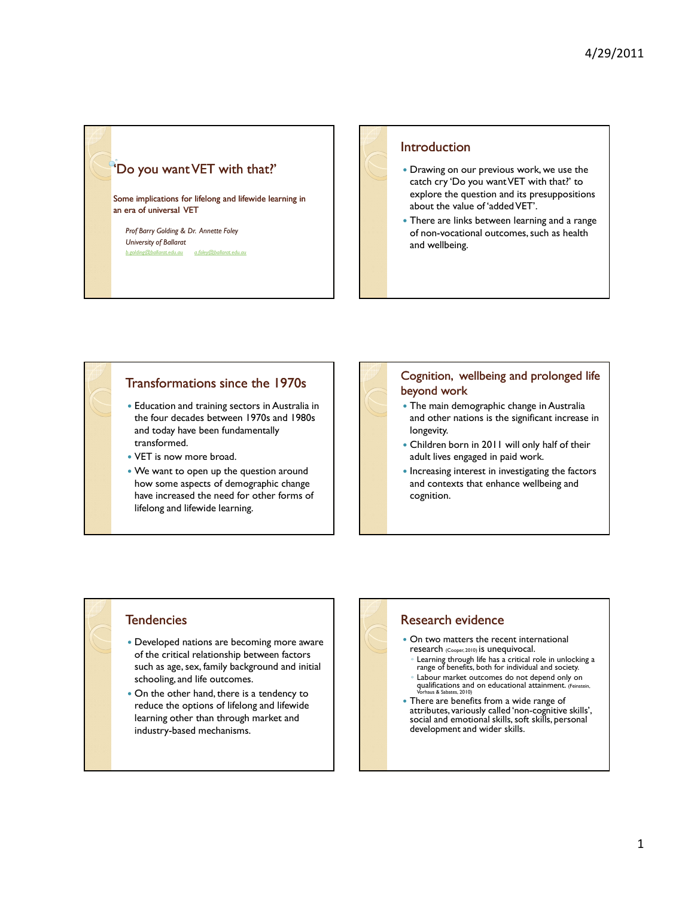# 'Do you want VET with that?'

Some implications for lifelong and lifewide learning in an era of universal VET

*Prof Barry Golding & Dr. Annette Foley*
*University of Ballarat*
b.golding@ballarat.edu.au    a.foley@ballarat.edu.au

## Introduction

- Drawing on our previous work, we use the catch cry 'Do you want VET with that?' to explore the question and its presuppositions about the value of 'added VET'.
- There are links between learning and a range of non-vocational outcomes, such as health and wellbeing.

## Transformations since the 1970s

- Education and training sectors in Australia in the four decades between 1970s and 1980s and today have been fundamentally transformed.
- VET is now more broad.
- We want to open up the question around how some aspects of demographic change have increased the need for other forms of lifelong and lifewide learning.

## Cognition, wellbeing and prolonged life beyond work

- The main demographic change in Australia and other nations is the significant increase in longevity.
- Children born in 2011 will only half of their adult lives engaged in paid work.
- Increasing interest in investigating the factors and contexts that enhance wellbeing and cognition.

## Tendencies

- Developed nations are becoming more aware of the critical relationship between factors such as age, sex, family background and initial schooling, and life outcomes.
- On the other hand, there is a tendency to reduce the options of lifelong and lifewide learning other than through market and industry-based mechanisms.

## Research evidence

- On two matters the recent international research (Cooper, 2010) is unequivocal.
  - Learning through life has a critical role in unlocking a range of benefits, both for individual and society.
  - Labour market outcomes do not depend only on qualifications and on educational attainment. (Feinstein, Vorhaus & Sabates, 2010)
- There are benefits from a wide range of attributes, variously called 'non-cognitive skills', social and emotional skills, soft skills, personal development and wider skills.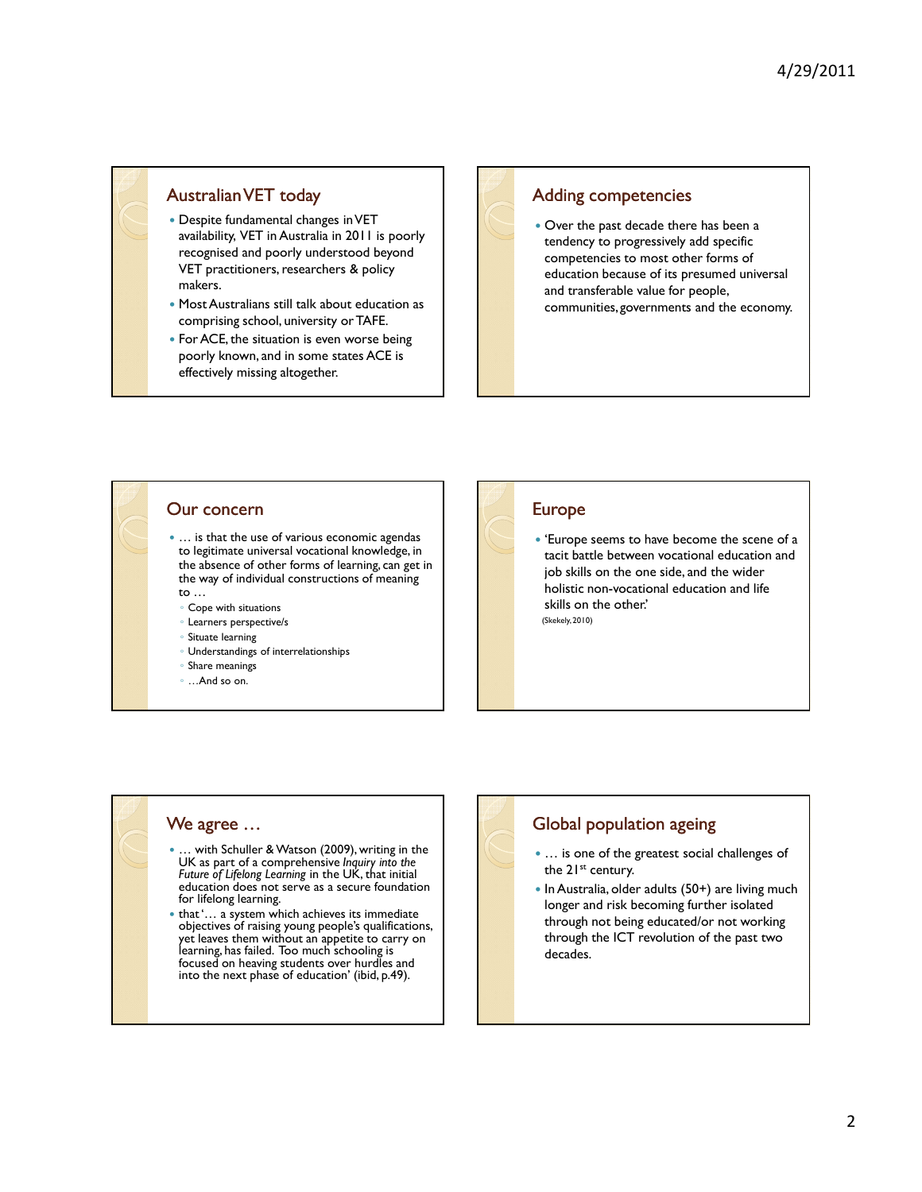## Australian VET today

- Despite fundamental changes in VET availability, VET in Australia in 2011 is poorly recognised and poorly understood beyond VET practitioners, researchers & policy makers.
- Most Australians still talk about education as comprising school, university or TAFE.
- For ACE, the situation is even worse being poorly known, and in some states ACE is effectively missing altogether.

## Adding competencies

- Over the past decade there has been a tendency to progressively add specific competencies to most other forms of education because of its presumed universal and transferable value for people, communities, governments and the economy.

## Our concern

- … is that the use of various economic agendas to legitimate universal vocational knowledge, in the absence of other forms of learning, can get in the way of individual constructions of meaning to …
  - Cope with situations
  - Learners perspective/s
  - Situate learning
  - Understandings of interrelationships
  - Share meanings
  - …And so on.

## Europe

- 'Europe seems to have become the scene of a tacit battle between vocational education and job skills on the one side, and the wider holistic non-vocational education and life skills on the other.'
  (Skekely, 2010)

## We agree …

- … with Schuller & Watson (2009), writing in the UK as part of a comprehensive *Inquiry into the Future of Lifelong Learning* in the UK, that initial education does not serve as a secure foundation for lifelong learning.
- that '… a system which achieves its immediate objectives of raising young people's qualifications, yet leaves them without an appetite to carry on learning, has failed. Too much schooling is focused on heaving students over hurdles and into the next phase of education' (ibid, p.49).

## Global population ageing

- … is one of the greatest social challenges of the 21st century.
- In Australia, older adults (50+) are living much longer and risk becoming further isolated through not being educated/or not working through the ICT revolution of the past two decades.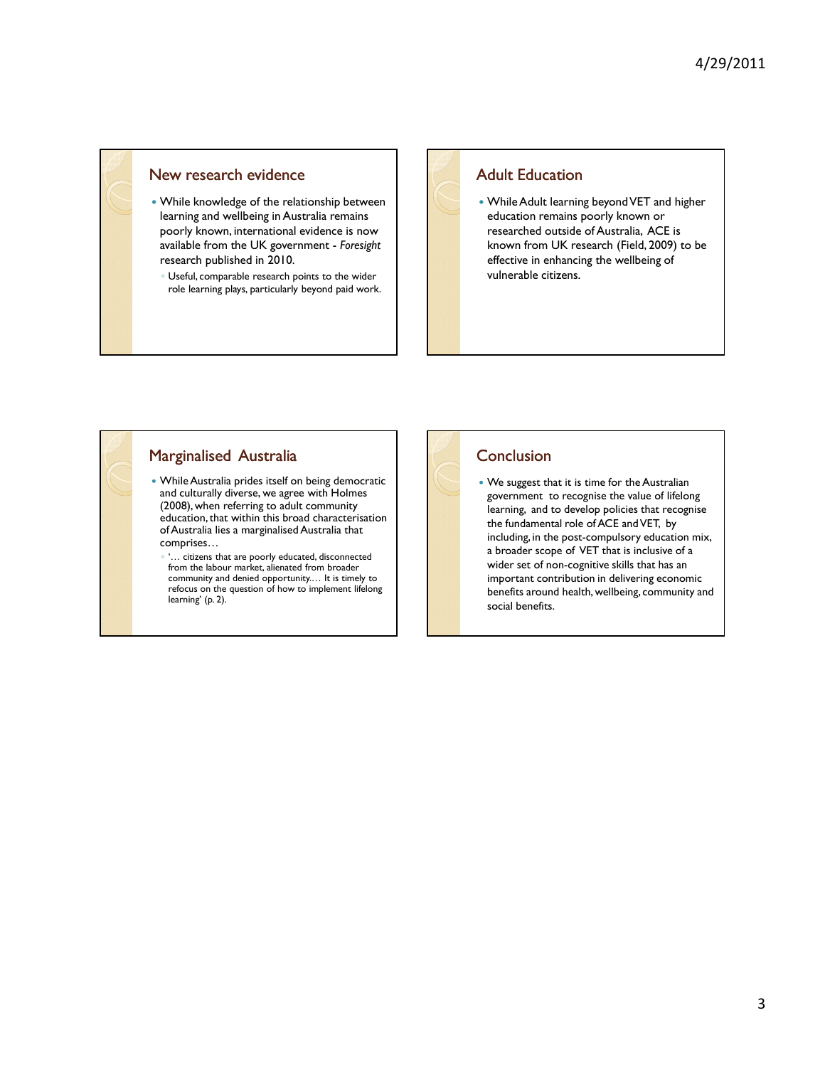## New research evidence

- While knowledge of the relationship between learning and wellbeing in Australia remains poorly known, international evidence is now available from the UK government - *Foresight* research published in 2010.
  - Useful, comparable research points to the wider role learning plays, particularly beyond paid work.

## Adult Education

- While Adult learning beyond VET and higher education remains poorly known or researched outside of Australia, ACE is known from UK research (Field, 2009) to be effective in enhancing the wellbeing of vulnerable citizens.

## Marginalised Australia

- While Australia prides itself on being democratic and culturally diverse, we agree with Holmes (2008), when referring to adult community education, that within this broad characterisation of Australia lies a marginalised Australia that comprises…
  - '… citizens that are poorly educated, disconnected from the labour market, alienated from broader community and denied opportunity.… It is timely to refocus on the question of how to implement lifelong learning' (p. 2).

## Conclusion

- We suggest that it is time for the Australian government to recognise the value of lifelong learning, and to develop policies that recognise the fundamental role of ACE and VET, by including, in the post-compulsory education mix, a broader scope of VET that is inclusive of a wider set of non-cognitive skills that has an important contribution in delivering economic benefits around health, wellbeing, community and social benefits.